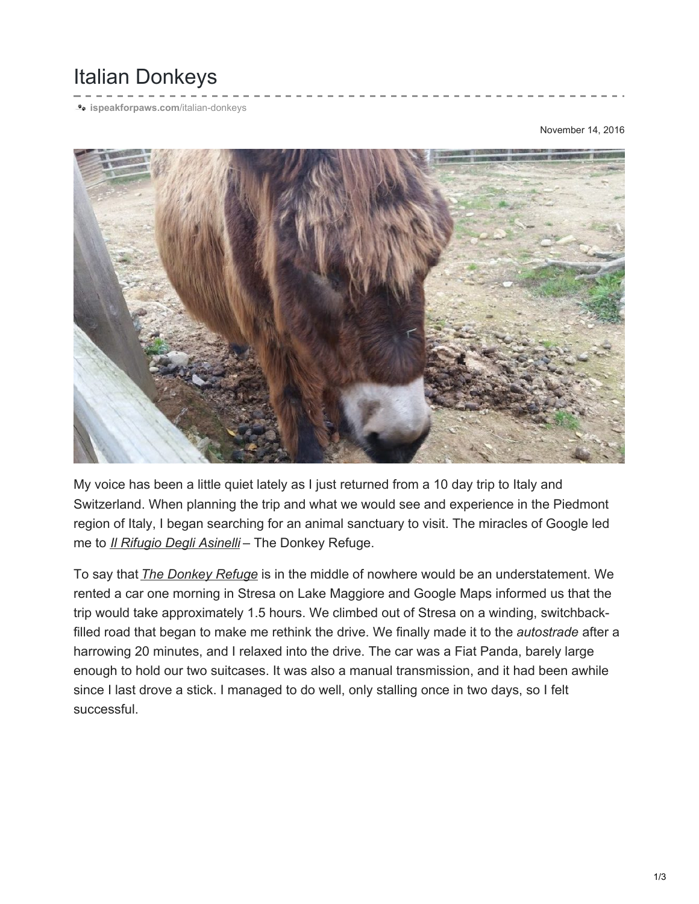# Italian Donkeys

ispeakforpaws.com/italian-donkeys

November 14, 2016

My voice has been a little quiet lately as I just returned from a 10 day trip to Italy and Switzerland. When planning the trip and what we would see and experience in the Piedmont region of Italy, I began searching for an animal sanctuary to visit. The miracles of Google led me to *Il Rifugio Degli Asinelli* – The Donkey Refuge.

To say that *The Donkey Refuge* is in the middle of nowhere would be an understatement. We rented a car one morning in Stresa on Lake Maggiore and Google Maps informed us that the trip would take approximately 1.5 hours. We climbed out of Stresa on a winding, switchback-filled road that began to make me rethink the drive. We finally made it to the *autostrade* after a harrowing 20 minutes, and I relaxed into the drive. The car was a Fiat Panda, barely large enough to hold our two suitcases. It was also a manual transmission, and it had been awhile since I last drove a stick. I managed to do well, only stalling once in two days, so I felt successful.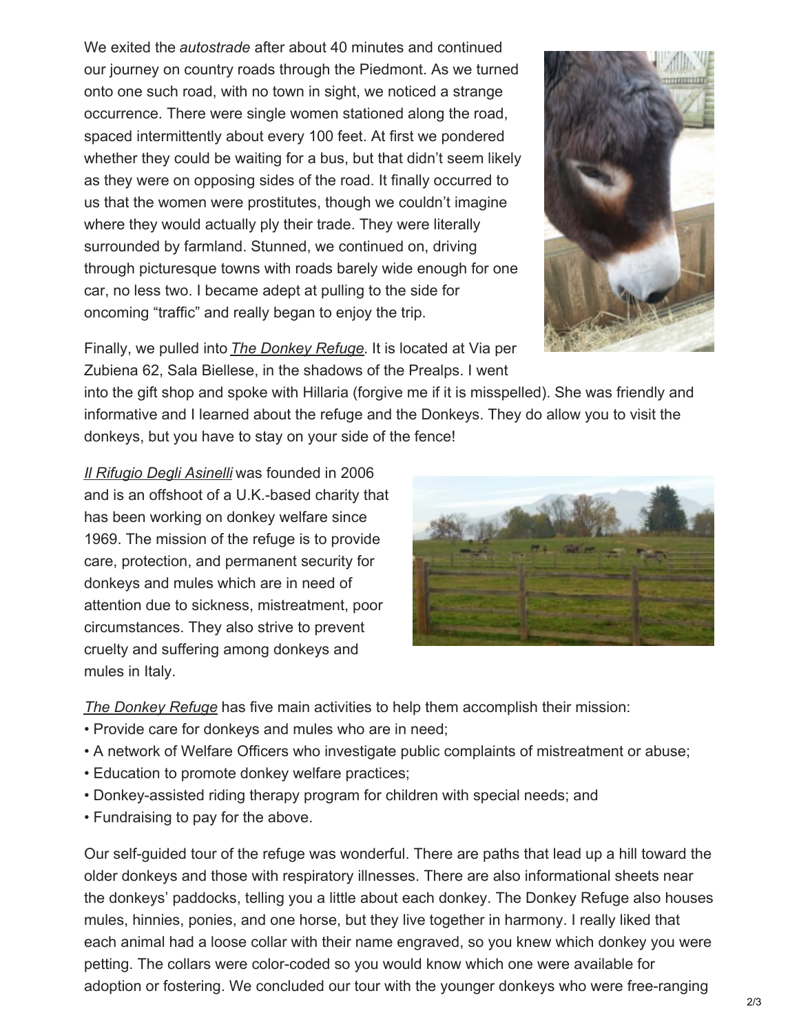We exited the *autostrade* after about 40 minutes and continued our journey on country roads through the Piedmont. As we turned onto one such road, with no town in sight, we noticed a strange occurrence. There were single women stationed along the road, spaced intermittently about every 100 feet. At first we pondered whether they could be waiting for a bus, but that didn't seem likely as they were on opposing sides of the road. It finally occurred to us that the women were prostitutes, though we couldn't imagine where they would actually ply their trade. They were literally surrounded by farmland. Stunned, we continued on, driving through picturesque towns with roads barely wide enough for one car, no less two. I became adept at pulling to the side for oncoming "traffic" and really began to enjoy the trip.

Finally, we pulled into *The Donkey Refuge*. It is located at Via per Zubiena 62, Sala Biellese, in the shadows of the Prealps. I went into the gift shop and spoke with Hillaria (forgive me if it is misspelled). She was friendly and informative and I learned about the refuge and the Donkeys. They do allow you to visit the donkeys, but you have to stay on your side of the fence!

*Il Rifugio Degli Asinelli* was founded in 2006 and is an offshoot of a U.K.-based charity that has been working on donkey welfare since 1969. The mission of the refuge is to provide care, protection, and permanent security for donkeys and mules which are in need of attention due to sickness, mistreatment, poor circumstances. They also strive to prevent cruelty and suffering among donkeys and mules in Italy.

*The Donkey Refuge* has five main activities to help them accomplish their mission:

- Provide care for donkeys and mules who are in need;
- A network of Welfare Officers who investigate public complaints of mistreatment or abuse;
- Education to promote donkey welfare practices;
- Donkey-assisted riding therapy program for children with special needs; and
- Fundraising to pay for the above.

Our self-guided tour of the refuge was wonderful. There are paths that lead up a hill toward the older donkeys and those with respiratory illnesses. There are also informational sheets near the donkeys' paddocks, telling you a little about each donkey. The Donkey Refuge also houses mules, hinnies, ponies, and one horse, but they live together in harmony. I really liked that each animal had a loose collar with their name engraved, so you knew which donkey you were petting. The collars were color-coded so you would know which one were available for adoption or fostering. We concluded our tour with the younger donkeys who were free-ranging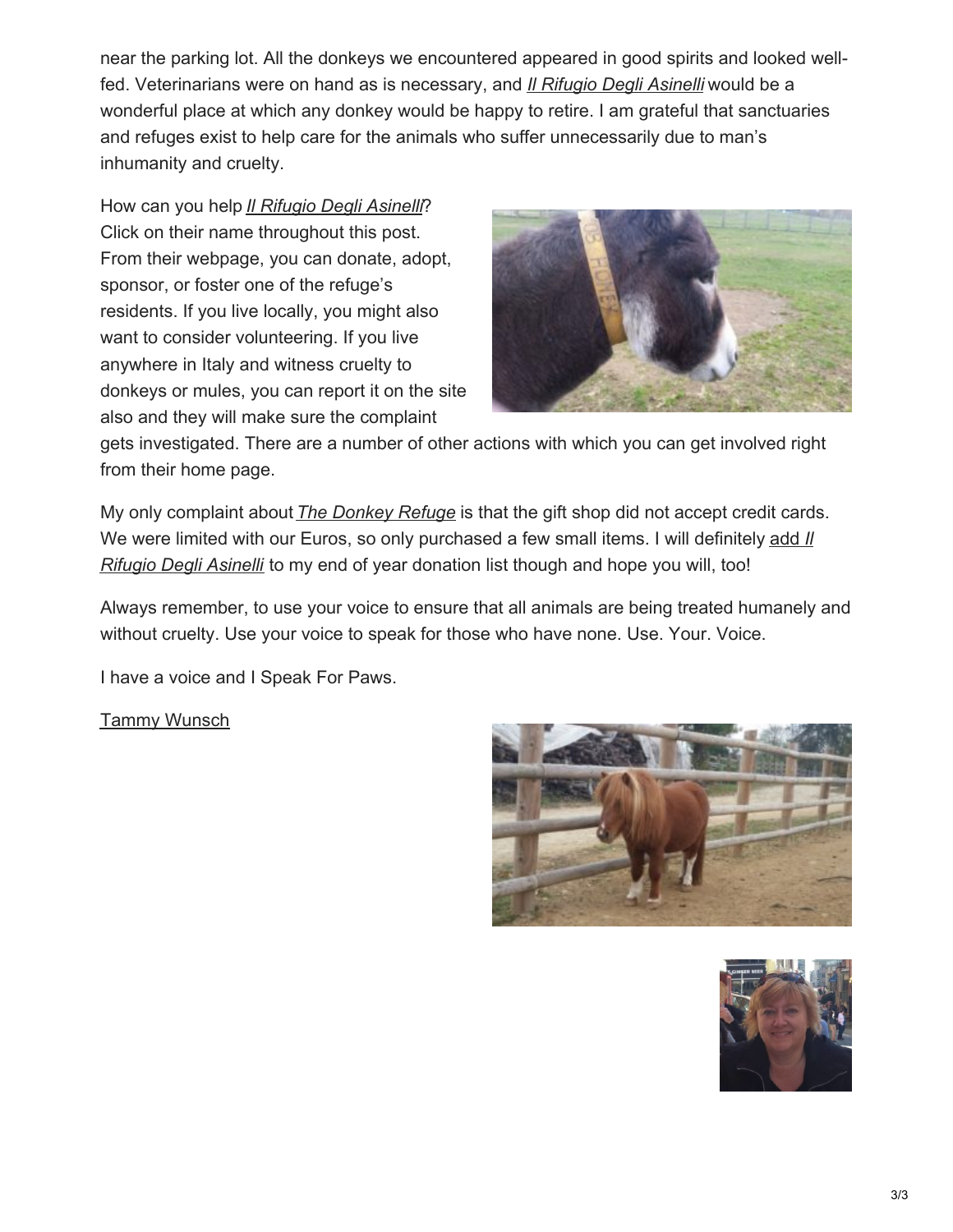near the parking lot. All the donkeys we encountered appeared in good spirits and looked well-fed. Veterinarians were on hand as is necessary, and *Il Rifugio Degli Asinelli* would be a wonderful place at which any donkey would be happy to retire. I am grateful that sanctuaries and refuges exist to help care for the animals who suffer unnecessarily due to man's inhumanity and cruelty.

How can you help *Il Rifugio Degli Asinelli*? Click on their name throughout this post. From their webpage, you can donate, adopt, sponsor, or foster one of the refuge's residents. If you live locally, you might also want to consider volunteering. If you live anywhere in Italy and witness cruelty to donkeys or mules, you can report it on the site also and they will make sure the complaint gets investigated. There are a number of other actions with which you can get involved right from their home page.

My only complaint about *The Donkey Refuge* is that the gift shop did not accept credit cards. We were limited with our Euros, so only purchased a few small items. I will definitely add *Il Rifugio Degli Asinelli* to my end of year donation list though and hope you will, too!

Always remember, to use your voice to ensure that all animals are being treated humanely and without cruelty. Use your voice to speak for those who have none. Use. Your. Voice.

I have a voice and I Speak For Paws.

Tammy Wunsch